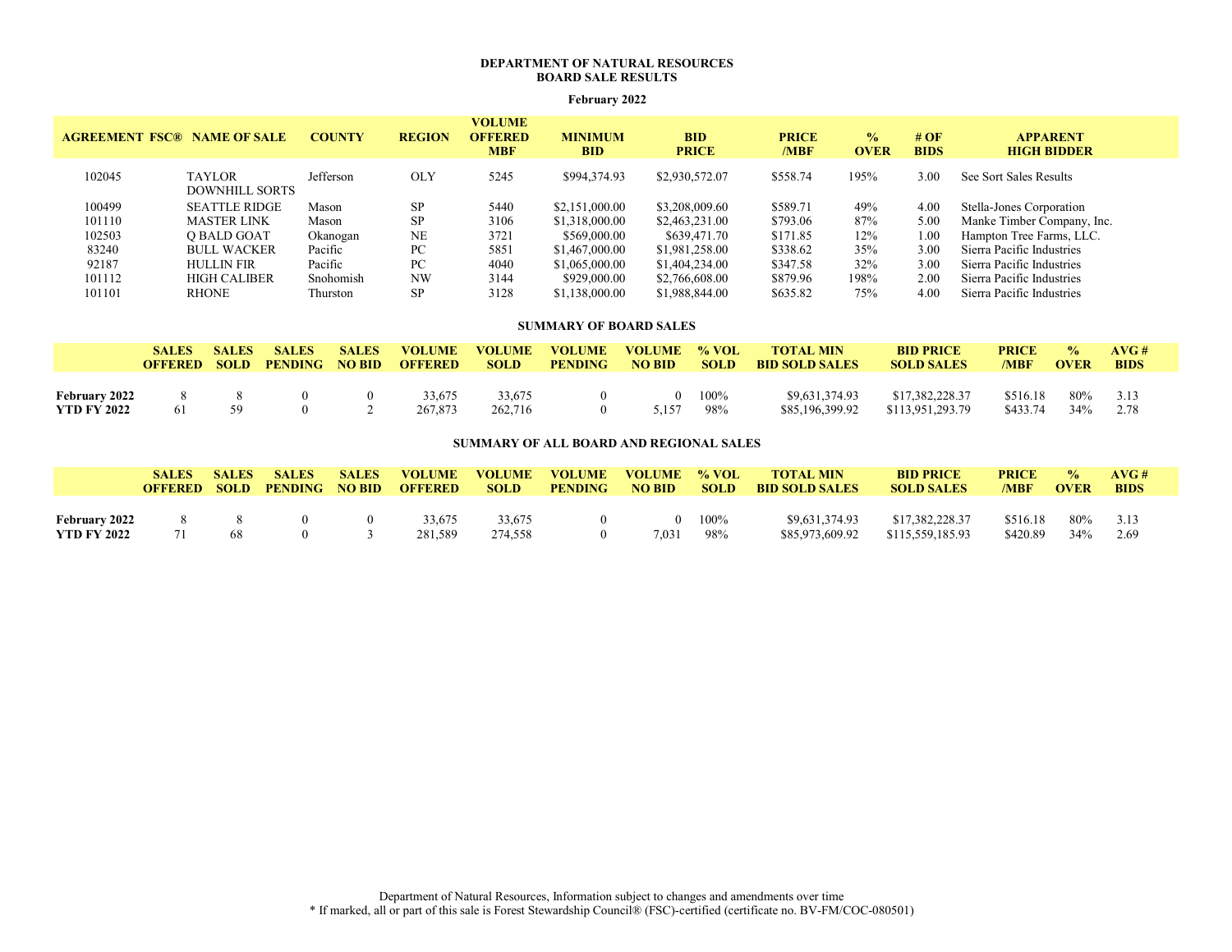**DEPARTMENT OF NATURAL RESOURCES**
**BOARD SALE RESULTS**

**February 2022**

| AGREEMENT | FSC® | NAME OF SALE | COUNTY | REGION | VOLUME OFFERED MBF | MINIMUM BID | BID PRICE | PRICE /MBF | % OVER | # OF BIDS | APPARENT HIGH BIDDER |
|---|---|---|---|---|---|---|---|---|---|---|---|
| 102045 | | TAYLOR DOWNHILL SORTS | Jefferson | OLY | 5245 | $994,374.93 | $2,930,572.07 | $558.74 | 195% | 3.00 | See Sort Sales Results |
| 100499 | | SEATTLE RIDGE | Mason | SP | 5440 | $2,151,000.00 | $3,208,009.60 | $589.71 | 49% | 4.00 | Stella-Jones Corporation |
| 101110 | | MASTER LINK | Mason | SP | 3106 | $1,318,000.00 | $2,463,231.00 | $793.06 | 87% | 5.00 | Manke Timber Company, Inc. |
| 102503 | | Q BALD GOAT | Okanogan | NE | 3721 | $569,000.00 | $639,471.70 | $171.85 | 12% | 1.00 | Hampton Tree Farms, LLC. |
| 83240 | | BULL WACKER | Pacific | PC | 5851 | $1,467,000.00 | $1,981,258.00 | $338.62 | 35% | 3.00 | Sierra Pacific Industries |
| 92187 | | HULLIN FIR | Pacific | PC | 4040 | $1,065,000.00 | $1,404,234.00 | $347.58 | 32% | 3.00 | Sierra Pacific Industries |
| 101112 | | HIGH CALIBER | Snohomish | NW | 3144 | $929,000.00 | $2,766,608.00 | $879.96 | 198% | 2.00 | Sierra Pacific Industries |
| 101101 | | RHONE | Thurston | SP | 3128 | $1,138,000.00 | $1,988,844.00 | $635.82 | 75% | 4.00 | Sierra Pacific Industries |

**SUMMARY OF BOARD SALES**

| | SALES OFFERED | SALES SOLD | SALES PENDING | SALES NO BID | VOLUME OFFERED | VOLUME SOLD | VOLUME PENDING | VOLUME NO BID | % VOL SOLD | TOTAL MIN BID SOLD SALES | BID PRICE SOLD SALES | PRICE /MBF | % OVER | AVG # BIDS |
|---|---|---|---|---|---|---|---|---|---|---|---|---|---|---|
| **February 2022** | 8 | 8 | 0 | 0 | 33,675 | 33,675 | 0 | 0 | 100% | $9,631,374.93 | $17,382,228.37 | $516.18 | 80% | 3.13 |
| **YTD FY 2022** | 61 | 59 | 0 | 2 | 267,873 | 262,716 | 0 | 5,157 | 98% | $85,196,399.92 | $113,951,293.79 | $433.74 | 34% | 2.78 |

**SUMMARY OF ALL BOARD AND REGIONAL SALES**

| | SALES OFFERED | SALES SOLD | SALES PENDING | SALES NO BID | VOLUME OFFERED | VOLUME SOLD | VOLUME PENDING | VOLUME NO BID | % VOL SOLD | TOTAL MIN BID SOLD SALES | BID PRICE SOLD SALES | PRICE /MBF | % OVER | AVG # BIDS |
|---|---|---|---|---|---|---|---|---|---|---|---|---|---|---|
| **February 2022** | 8 | 8 | 0 | 0 | 33,675 | 33,675 | 0 | 0 | 100% | $9,631,374.93 | $17,382,228.37 | $516.18 | 80% | 3.13 |
| **YTD FY 2022** | 71 | 68 | 0 | 3 | 281,589 | 274,558 | 0 | 7,031 | 98% | $85,973,609.92 | $115,559,185.93 | $420.89 | 34% | 2.69 |

Department of Natural Resources, Information subject to changes and amendments over time
* If marked, all or part of this sale is Forest Stewardship Council® (FSC)-certified (certificate no. BV-FM/COC-080501)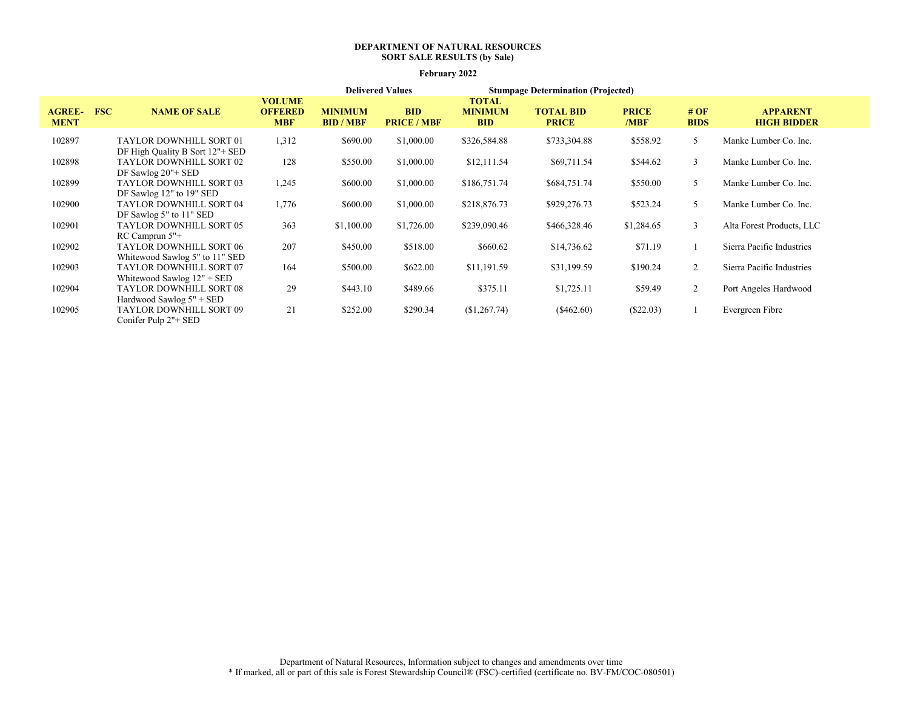**DEPARTMENT OF NATURAL RESOURCES**
**SORT SALE RESULTS (by Sale)**

**February 2022**

| | | | | Delivered Values | | Stumpage Determination (Projected) | | | | |
|---|---|---|---|---|---|---|---|---|---|---|
| **AGREE-MENT** | **FSC** | **NAME OF SALE** | **VOLUME OFFERED MBF** | **MINIMUM BID / MBF** | **BID PRICE / MBF** | **TOTAL MINIMUM BID** | **TOTAL BID PRICE** | **PRICE /MBF** | **# OF BIDS** | **APPARENT HIGH BIDDER** |
| 102897 | | TAYLOR DOWNHILL SORT 01 DF High Quality B Sort 12"+ SED | 1,312 | $690.00 | $1,000.00 | $326,584.88 | $733,304.88 | $558.92 | 5 | Manke Lumber Co. Inc. |
| 102898 | | TAYLOR DOWNHILL SORT 02 DF Sawlog 20"+ SED | 128 | $550.00 | $1,000.00 | $12,111.54 | $69,711.54 | $544.62 | 3 | Manke Lumber Co. Inc. |
| 102899 | | TAYLOR DOWNHILL SORT 03 DF Sawlog 12" to 19" SED | 1,245 | $600.00 | $1,000.00 | $186,751.74 | $684,751.74 | $550.00 | 5 | Manke Lumber Co. Inc. |
| 102900 | | TAYLOR DOWNHILL SORT 04 DF Sawlog 5" to 11" SED | 1,776 | $600.00 | $1,000.00 | $218,876.73 | $929,276.73 | $523.24 | 5 | Manke Lumber Co. Inc. |
| 102901 | | TAYLOR DOWNHILL SORT 05 RC Camprun 5"+ | 363 | $1,100.00 | $1,726.00 | $239,090.46 | $466,328.46 | $1,284.65 | 3 | Alta Forest Products, LLC |
| 102902 | | TAYLOR DOWNHILL SORT 06 Whitewood Sawlog 5" to 11" SED | 207 | $450.00 | $518.00 | $660.62 | $14,736.62 | $71.19 | 1 | Sierra Pacific Industries |
| 102903 | | TAYLOR DOWNHILL SORT 07 Whitewood Sawlog 12" + SED | 164 | $500.00 | $622.00 | $11,191.59 | $31,199.59 | $190.24 | 2 | Sierra Pacific Industries |
| 102904 | | TAYLOR DOWNHILL SORT 08 Hardwood Sawlog 5" + SED | 29 | $443.10 | $489.66 | $375.11 | $1,725.11 | $59.49 | 2 | Port Angeles Hardwood |
| 102905 | | TAYLOR DOWNHILL SORT 09 Conifer Pulp 2"+ SED | 21 | $252.00 | $290.34 | ($1,267.74) | ($462.60) | ($22.03) | 1 | Evergreen Fibre |

Department of Natural Resources, Information subject to changes and amendments over time
* If marked, all or part of this sale is Forest Stewardship Council® (FSC)-certified (certificate no. BV-FM/COC-080501)